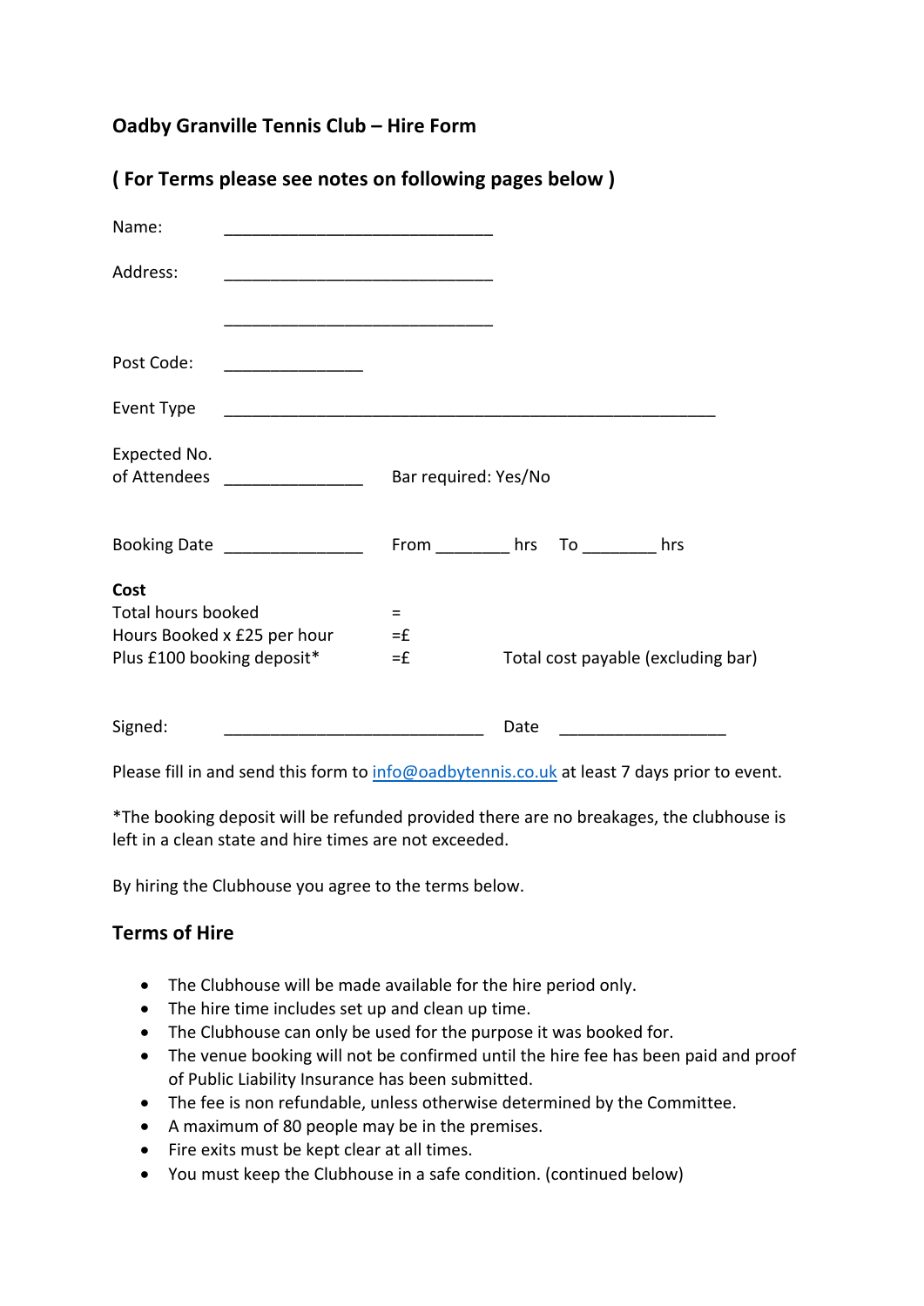**Oadby Granville Tennis Club – Hire Form**

**( For Terms please see notes on following pages below )**

Name: ______________________________

Address: ______________________________

______________________________

Post Code: _______________

Event Type ________________________________________________________

Expected No. of Attendees _______________ Bar required: Yes/No

Booking Date _______________ From ________ hrs To ________ hrs

**Cost**

Total hours booked =

Hours Booked x £25 per hour =£

Plus £100 booking deposit* =£ Total cost payable (excluding bar)

Signed: _____________________________ Date __________________

Please fill in and send this form to [info@oadbytennis.co.uk](mailto:info@oadbytennis.co.uk) at least 7 days prior to event.

*The booking deposit will be refunded provided there are no breakages, the clubhouse is left in a clean state and hire times are not exceeded.

By hiring the Clubhouse you agree to the terms below.

## Terms of Hire

- The Clubhouse will be made available for the hire period only.
- The hire time includes set up and clean up time.
- The Clubhouse can only be used for the purpose it was booked for.
- The venue booking will not be confirmed until the hire fee has been paid and proof of Public Liability Insurance has been submitted.
- The fee is non refundable, unless otherwise determined by the Committee.
- A maximum of 80 people may be in the premises.
- Fire exits must be kept clear at all times.
- You must keep the Clubhouse in a safe condition. (continued below)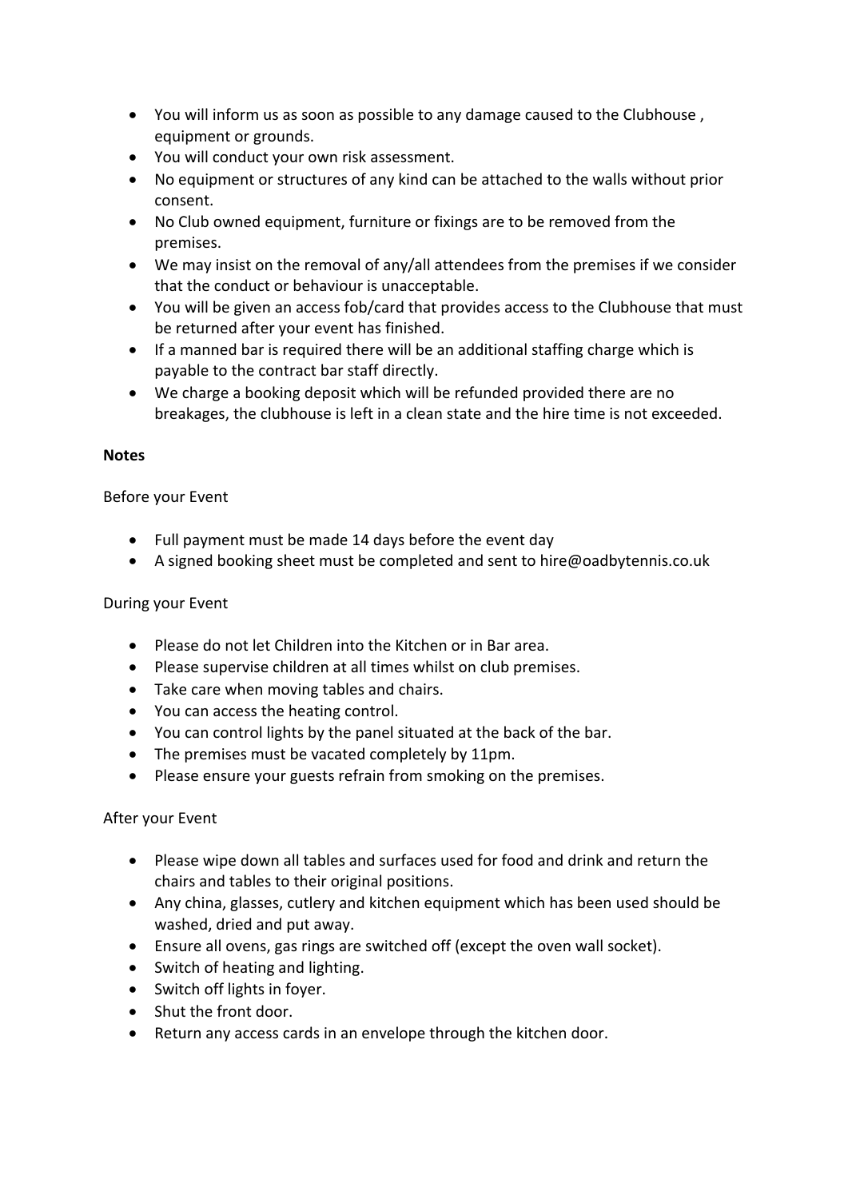- You will inform us as soon as possible to any damage caused to the Clubhouse , equipment or grounds.
- You will conduct your own risk assessment.
- No equipment or structures of any kind can be attached to the walls without prior consent.
- No Club owned equipment, furniture or fixings are to be removed from the premises.
- We may insist on the removal of any/all attendees from the premises if we consider that the conduct or behaviour is unacceptable.
- You will be given an access fob/card that provides access to the Clubhouse that must be returned after your event has finished.
- If a manned bar is required there will be an additional staffing charge which is payable to the contract bar staff directly.
- We charge a booking deposit which will be refunded provided there are no breakages, the clubhouse is left in a clean state and the hire time is not exceeded.

**Notes**

Before your Event

- Full payment must be made 14 days before the event day
- A signed booking sheet must be completed and sent to hire@oadbytennis.co.uk

During your Event

- Please do not let Children into the Kitchen or in Bar area.
- Please supervise children at all times whilst on club premises.
- Take care when moving tables and chairs.
- You can access the heating control.
- You can control lights by the panel situated at the back of the bar.
- The premises must be vacated completely by 11pm.
- Please ensure your guests refrain from smoking on the premises.

After your Event

- Please wipe down all tables and surfaces used for food and drink and return the chairs and tables to their original positions.
- Any china, glasses, cutlery and kitchen equipment which has been used should be washed, dried and put away.
- Ensure all ovens, gas rings are switched off (except the oven wall socket).
- Switch of heating and lighting.
- Switch off lights in foyer.
- Shut the front door.
- Return any access cards in an envelope through the kitchen door.